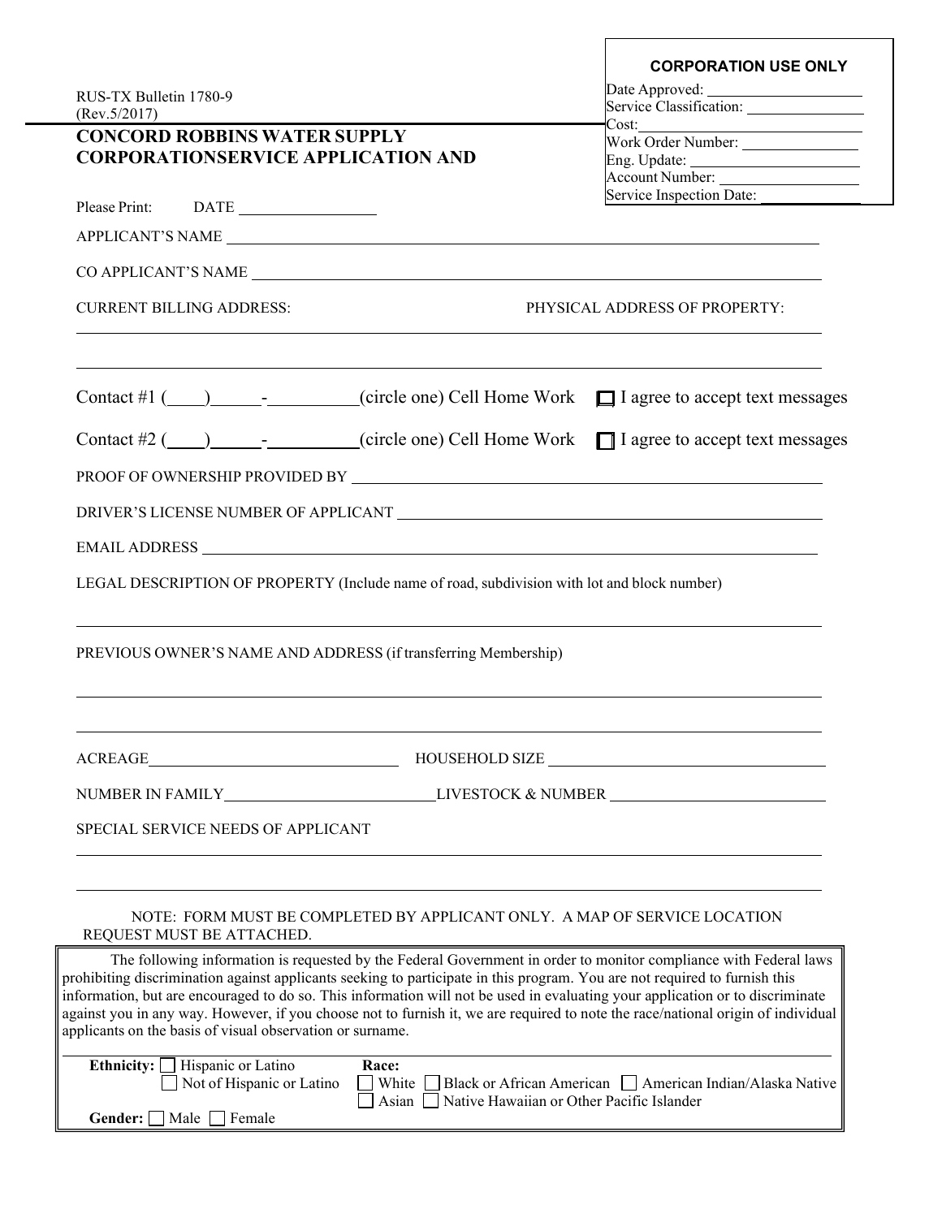**CORPORATION USE ONLY**

Date Approved: \_\_\_\_\_\_\_\_\_\_\_\_\_\_\_\_\_\_\_\_
Service Classification: \_\_\_\_\_\_\_\_\_\_\_\_\_\_\_\_
Cost: \_\_\_\_\_\_\_\_\_\_\_\_\_\_\_\_\_\_\_\_
Work Order Number: \_\_\_\_\_\_\_\_\_\_\_\_\_\_\_\_
Eng. Update: \_\_\_\_\_\_\_\_\_\_\_\_\_\_\_\_\_\_\_\_
Account Number: \_\_\_\_\_\_\_\_\_\_\_\_\_\_\_\_\_\_
Service Inspection Date: \_\_\_\_\_\_\_\_\_\_\_\_\_\_

RUS-TX Bulletin 1780-9
(Rev.5/2017)

# CONCORD ROBBINS WATER SUPPLY CORPORATIONSERVICE APPLICATION AND

Please Print: DATE \_\_\_\_\_\_\_\_\_\_\_\_\_\_\_\_\_\_

APPLICANT'S NAME \_\_\_\_\_\_\_\_\_\_\_\_\_\_\_\_\_\_\_\_\_\_\_\_\_\_\_\_\_\_\_\_\_\_\_\_\_\_\_\_\_\_\_\_\_\_\_\_\_\_

CO APPLICANT'S NAME \_\_\_\_\_\_\_\_\_\_\_\_\_\_\_\_\_\_\_\_\_\_\_\_\_\_\_\_\_\_\_\_\_\_\_\_\_\_\_\_\_\_\_\_\_\_\_\_

CURRENT BILLING ADDRESS: PHYSICAL ADDRESS OF PROPERTY:

\_\_\_\_\_\_\_\_\_\_\_\_\_\_\_\_\_\_\_\_\_\_\_\_\_\_\_\_\_\_\_\_\_\_\_\_\_\_\_\_\_\_\_\_\_\_\_\_\_\_\_\_\_\_\_\_\_\_\_\_\_\_\_\_\_\_\_\_\_\_

\_\_\_\_\_\_\_\_\_\_\_\_\_\_\_\_\_\_\_\_\_\_\_\_\_\_\_\_\_\_\_\_\_\_\_\_\_\_\_\_\_\_\_\_\_\_\_\_\_\_\_\_\_\_\_\_\_\_\_\_\_\_\_\_\_\_\_\_\_\_

Contact #1 (\_\_\_\_)\_\_\_\_\_-\_\_\_\_\_\_\_\_\_\_(circle one) Cell Home Work ☐ I agree to accept text messages

Contact #2 (\_\_\_\_)\_\_\_\_\_-\_\_\_\_\_\_\_\_\_\_(circle one) Cell Home Work ☐ I agree to accept text messages

PROOF OF OWNERSHIP PROVIDED BY \_\_\_\_\_\_\_\_\_\_\_\_\_\_\_\_\_\_\_\_\_\_\_\_\_\_\_\_\_\_\_\_\_\_\_\_\_\_\_\_\_\_

DRIVER'S LICENSE NUMBER OF APPLICANT \_\_\_\_\_\_\_\_\_\_\_\_\_\_\_\_\_\_\_\_\_\_\_\_\_\_\_\_\_\_\_\_\_\_\_\_

EMAIL ADDRESS \_\_\_\_\_\_\_\_\_\_\_\_\_\_\_\_\_\_\_\_\_\_\_\_\_\_\_\_\_\_\_\_\_\_\_\_\_\_\_\_\_\_\_\_\_\_\_\_\_\_\_\_\_\_

LEGAL DESCRIPTION OF PROPERTY (Include name of road, subdivision with lot and block number)

\_\_\_\_\_\_\_\_\_\_\_\_\_\_\_\_\_\_\_\_\_\_\_\_\_\_\_\_\_\_\_\_\_\_\_\_\_\_\_\_\_\_\_\_\_\_\_\_\_\_\_\_\_\_\_\_\_\_\_\_\_\_\_\_\_\_\_\_\_\_

PREVIOUS OWNER'S NAME AND ADDRESS (if transferring Membership)

\_\_\_\_\_\_\_\_\_\_\_\_\_\_\_\_\_\_\_\_\_\_\_\_\_\_\_\_\_\_\_\_\_\_\_\_\_\_\_\_\_\_\_\_\_\_\_\_\_\_\_\_\_\_\_\_\_\_\_\_\_\_\_\_\_\_\_\_\_\_

\_\_\_\_\_\_\_\_\_\_\_\_\_\_\_\_\_\_\_\_\_\_\_\_\_\_\_\_\_\_\_\_\_\_\_\_\_\_\_\_\_\_\_\_\_\_\_\_\_\_\_\_\_\_\_\_\_\_\_\_\_\_\_\_\_\_\_\_\_\_

ACREAGE \_\_\_\_\_\_\_\_\_\_\_\_\_\_\_\_\_\_\_\_\_\_\_\_\_\_ HOUSEHOLD SIZE \_\_\_\_\_\_\_\_\_\_\_\_\_\_\_\_\_\_\_\_\_\_\_\_\_\_

NUMBER IN FAMILY \_\_\_\_\_\_\_\_\_\_\_\_\_\_\_\_\_\_\_\_\_\_\_ LIVESTOCK & NUMBER \_\_\_\_\_\_\_\_\_\_\_\_\_\_\_\_\_\_\_\_\_\_

SPECIAL SERVICE NEEDS OF APPLICANT

\_\_\_\_\_\_\_\_\_\_\_\_\_\_\_\_\_\_\_\_\_\_\_\_\_\_\_\_\_\_\_\_\_\_\_\_\_\_\_\_\_\_\_\_\_\_\_\_\_\_\_\_\_\_\_\_\_\_\_\_\_\_\_\_\_\_\_\_\_\_

\_\_\_\_\_\_\_\_\_\_\_\_\_\_\_\_\_\_\_\_\_\_\_\_\_\_\_\_\_\_\_\_\_\_\_\_\_\_\_\_\_\_\_\_\_\_\_\_\_\_\_\_\_\_\_\_\_\_\_\_\_\_\_\_\_\_\_\_\_\_

NOTE: FORM MUST BE COMPLETED BY APPLICANT ONLY. A MAP OF SERVICE LOCATION REQUEST MUST BE ATTACHED.

The following information is requested by the Federal Government in order to monitor compliance with Federal laws prohibiting discrimination against applicants seeking to participate in this program. You are not required to furnish this information, but are encouraged to do so. This information will not be used in evaluating your application or to discriminate against you in any way. However, if you choose not to furnish it, we are required to note the race/national origin of individual applicants on the basis of visual observation or surname.

**Ethnicity:** ☐ Hispanic or Latino ☐ Not of Hispanic or Latino

**Race:** ☐ White ☐ Black or African American ☐ American Indian/Alaska Native ☐ Asian ☐ Native Hawaiian or Other Pacific Islander

**Gender:** ☐ Male ☐ Female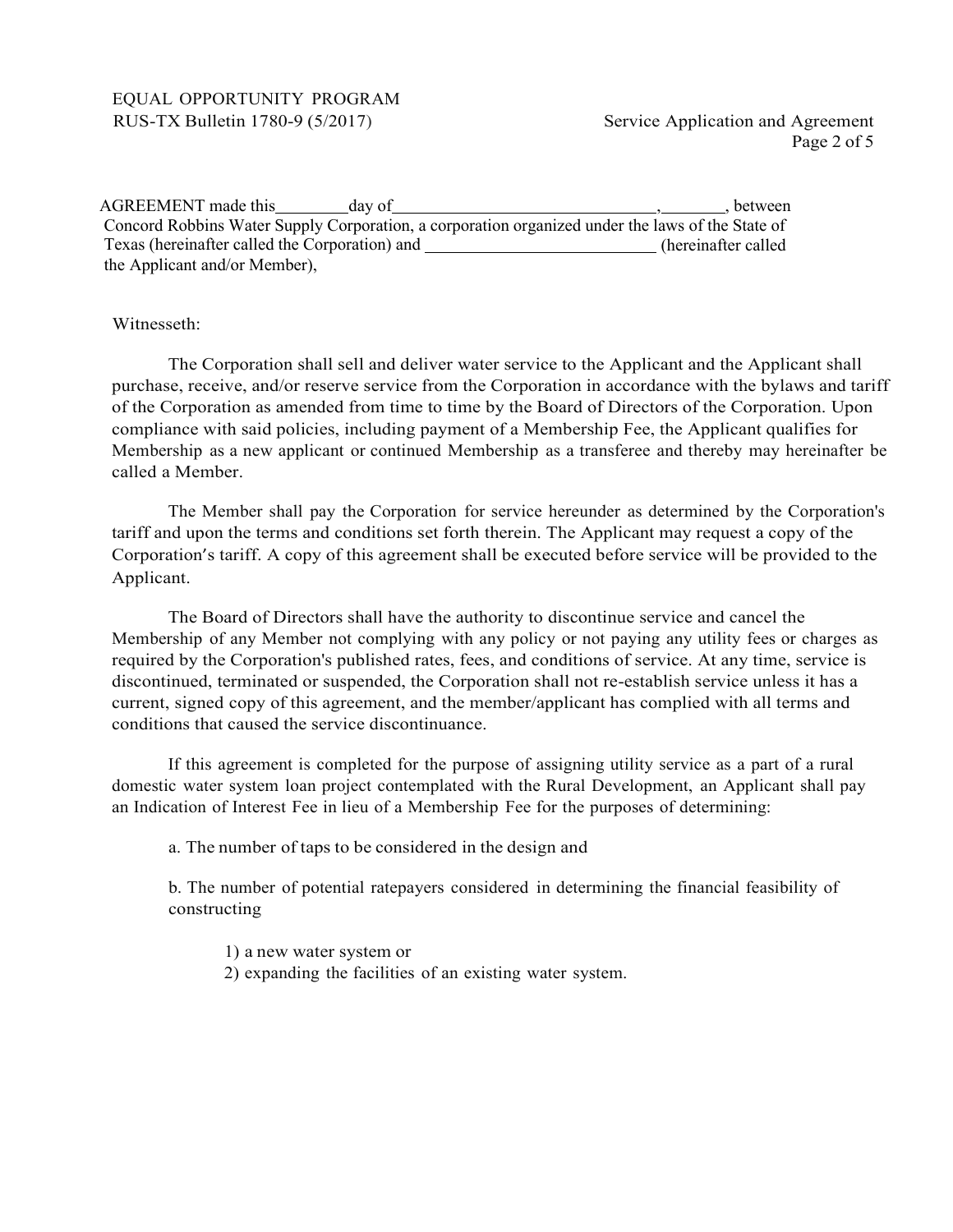AGREEMENT made this________day of______________________________,_______, between Concord Robbins Water Supply Corporation, a corporation organized under the laws of the State of Texas (hereinafter called the Corporation) and ___________________________ (hereinafter called the Applicant and/or Member),

Witnesseth:

The Corporation shall sell and deliver water service to the Applicant and the Applicant shall purchase, receive, and/or reserve service from the Corporation in accordance with the bylaws and tariff of the Corporation as amended from time to time by the Board of Directors of the Corporation. Upon compliance with said policies, including payment of a Membership Fee, the Applicant qualifies for Membership as a new applicant or continued Membership as a transferee and thereby may hereinafter be called a Member.

The Member shall pay the Corporation for service hereunder as determined by the Corporation's tariff and upon the terms and conditions set forth therein. The Applicant may request a copy of the Corporation's tariff. A copy of this agreement shall be executed before service will be provided to the Applicant.

The Board of Directors shall have the authority to discontinue service and cancel the Membership of any Member not complying with any policy or not paying any utility fees or charges as required by the Corporation's published rates, fees, and conditions of service. At any time, service is discontinued, terminated or suspended, the Corporation shall not re-establish service unless it has a current, signed copy of this agreement, and the member/applicant has complied with all terms and conditions that caused the service discontinuance.

If this agreement is completed for the purpose of assigning utility service as a part of a rural domestic water system loan project contemplated with the Rural Development, an Applicant shall pay an Indication of Interest Fee in lieu of a Membership Fee for the purposes of determining:

a. The number of taps to be considered in the design and

b. The number of potential ratepayers considered in determining the financial feasibility of constructing

1) a new water system or
2) expanding the facilities of an existing water system.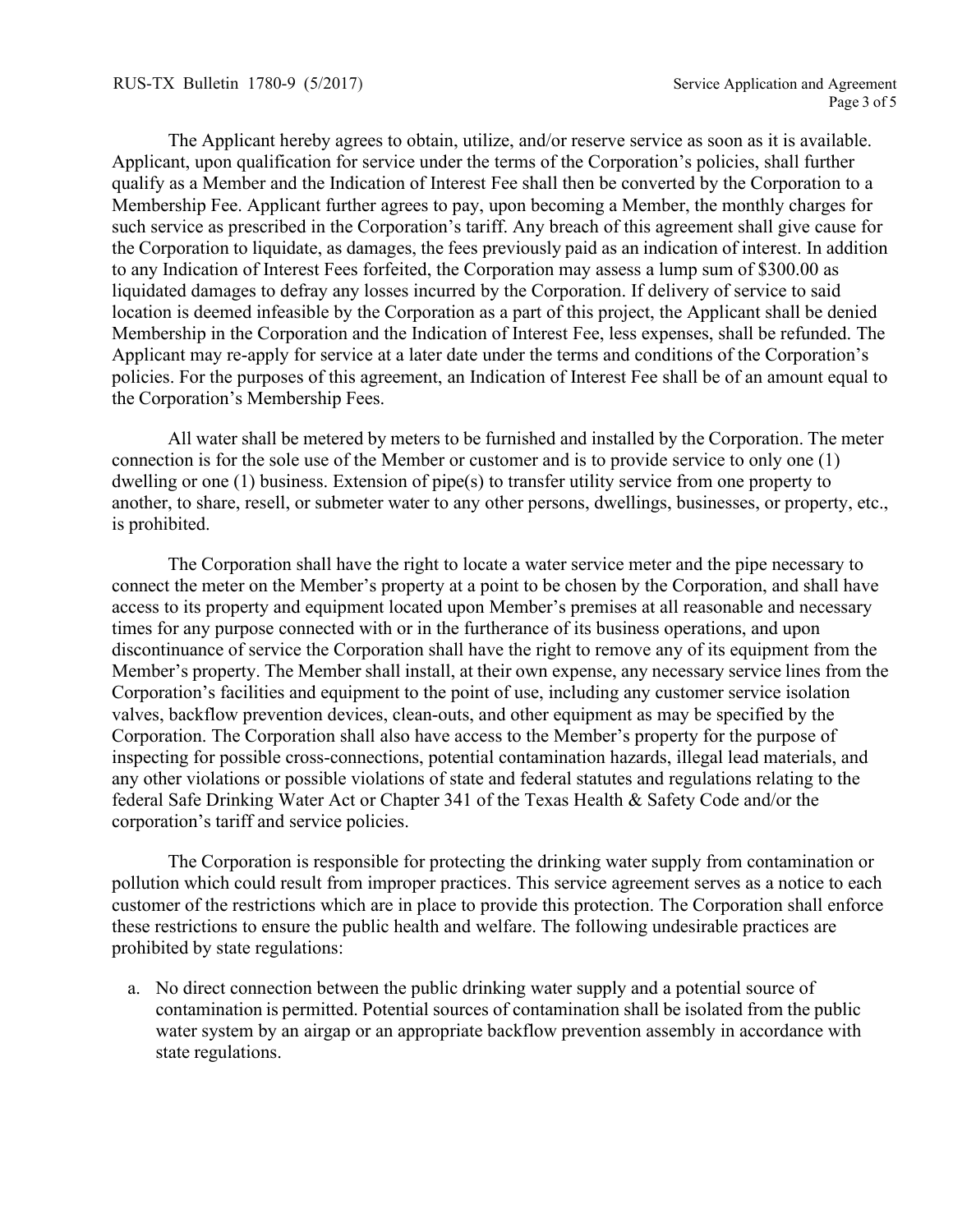The Applicant hereby agrees to obtain, utilize, and/or reserve service as soon as it is available. Applicant, upon qualification for service under the terms of the Corporation's policies, shall further qualify as a Member and the Indication of Interest Fee shall then be converted by the Corporation to a Membership Fee. Applicant further agrees to pay, upon becoming a Member, the monthly charges for such service as prescribed in the Corporation's tariff. Any breach of this agreement shall give cause for the Corporation to liquidate, as damages, the fees previously paid as an indication of interest. In addition to any Indication of Interest Fees forfeited, the Corporation may assess a lump sum of $300.00 as liquidated damages to defray any losses incurred by the Corporation. If delivery of service to said location is deemed infeasible by the Corporation as a part of this project, the Applicant shall be denied Membership in the Corporation and the Indication of Interest Fee, less expenses, shall be refunded. The Applicant may re-apply for service at a later date under the terms and conditions of the Corporation's policies. For the purposes of this agreement, an Indication of Interest Fee shall be of an amount equal to the Corporation's Membership Fees.

All water shall be metered by meters to be furnished and installed by the Corporation. The meter connection is for the sole use of the Member or customer and is to provide service to only one (1) dwelling or one (1) business. Extension of pipe(s) to transfer utility service from one property to another, to share, resell, or submeter water to any other persons, dwellings, businesses, or property, etc., is prohibited.

The Corporation shall have the right to locate a water service meter and the pipe necessary to connect the meter on the Member's property at a point to be chosen by the Corporation, and shall have access to its property and equipment located upon Member's premises at all reasonable and necessary times for any purpose connected with or in the furtherance of its business operations, and upon discontinuance of service the Corporation shall have the right to remove any of its equipment from the Member's property. The Member shall install, at their own expense, any necessary service lines from the Corporation's facilities and equipment to the point of use, including any customer service isolation valves, backflow prevention devices, clean-outs, and other equipment as may be specified by the Corporation. The Corporation shall also have access to the Member's property for the purpose of inspecting for possible cross-connections, potential contamination hazards, illegal lead materials, and any other violations or possible violations of state and federal statutes and regulations relating to the federal Safe Drinking Water Act or Chapter 341 of the Texas Health & Safety Code and/or the corporation's tariff and service policies.

The Corporation is responsible for protecting the drinking water supply from contamination or pollution which could result from improper practices. This service agreement serves as a notice to each customer of the restrictions which are in place to provide this protection. The Corporation shall enforce these restrictions to ensure the public health and welfare. The following undesirable practices are prohibited by state regulations:

a. No direct connection between the public drinking water supply and a potential source of contamination is permitted. Potential sources of contamination shall be isolated from the public water system by an airgap or an appropriate backflow prevention assembly in accordance with state regulations.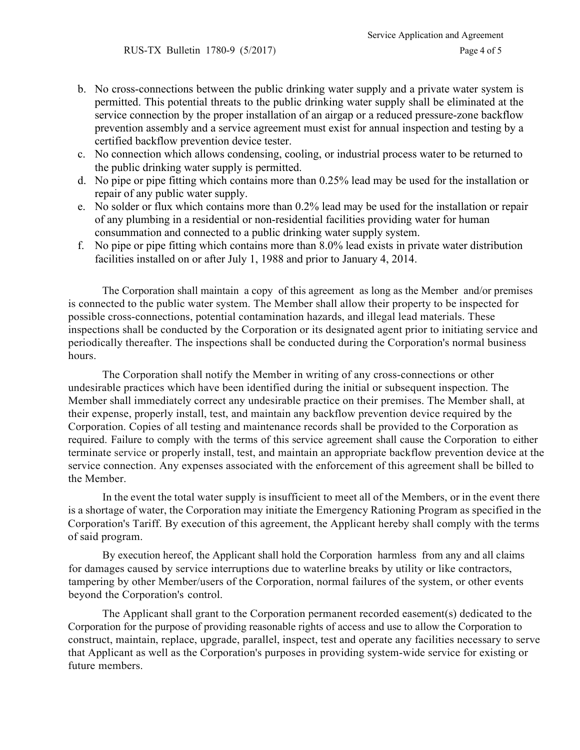b. No cross-connections between the public drinking water supply and a private water system is permitted. This potential threats to the public drinking water supply shall be eliminated at the service connection by the proper installation of an airgap or a reduced pressure-zone backflow prevention assembly and a service agreement must exist for annual inspection and testing by a certified backflow prevention device tester.
c. No connection which allows condensing, cooling, or industrial process water to be returned to the public drinking water supply is permitted.
d. No pipe or pipe fitting which contains more than 0.25% lead may be used for the installation or repair of any public water supply.
e. No solder or flux which contains more than 0.2% lead may be used for the installation or repair of any plumbing in a residential or non-residential facilities providing water for human consummation and connected to a public drinking water supply system.
f. No pipe or pipe fitting which contains more than 8.0% lead exists in private water distribution facilities installed on or after July 1, 1988 and prior to January 4, 2014.

The Corporation shall maintain a copy of this agreement as long as the Member and/or premises is connected to the public water system. The Member shall allow their property to be inspected for possible cross-connections, potential contamination hazards, and illegal lead materials. These inspections shall be conducted by the Corporation or its designated agent prior to initiating service and periodically thereafter. The inspections shall be conducted during the Corporation's normal business hours.

The Corporation shall notify the Member in writing of any cross-connections or other undesirable practices which have been identified during the initial or subsequent inspection. The Member shall immediately correct any undesirable practice on their premises. The Member shall, at their expense, properly install, test, and maintain any backflow prevention device required by the Corporation. Copies of all testing and maintenance records shall be provided to the Corporation as required. Failure to comply with the terms of this service agreement shall cause the Corporation to either terminate service or properly install, test, and maintain an appropriate backflow prevention device at the service connection. Any expenses associated with the enforcement of this agreement shall be billed to the Member.

In the event the total water supply is insufficient to meet all of the Members, or in the event there is a shortage of water, the Corporation may initiate the Emergency Rationing Program as specified in the Corporation's Tariff. By execution of this agreement, the Applicant hereby shall comply with the terms of said program.

By execution hereof, the Applicant shall hold the Corporation harmless from any and all claims for damages caused by service interruptions due to waterline breaks by utility or like contractors, tampering by other Member/users of the Corporation, normal failures of the system, or other events beyond the Corporation's control.

The Applicant shall grant to the Corporation permanent recorded easement(s) dedicated to the Corporation for the purpose of providing reasonable rights of access and use to allow the Corporation to construct, maintain, replace, upgrade, parallel, inspect, test and operate any facilities necessary to serve that Applicant as well as the Corporation's purposes in providing system-wide service for existing or future members.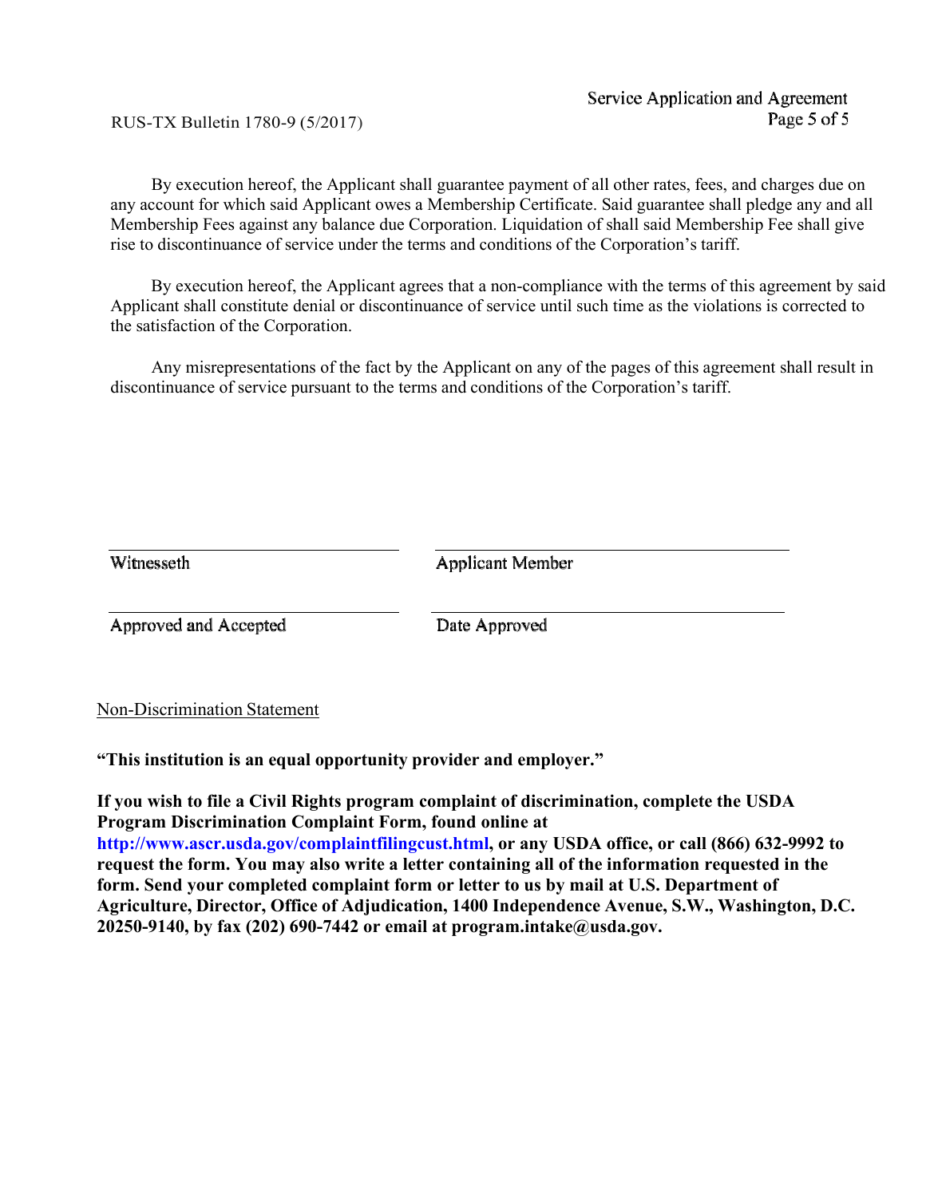By execution hereof, the Applicant shall guarantee payment of all other rates, fees, and charges due on any account for which said Applicant owes a Membership Certificate. Said guarantee shall pledge any and all Membership Fees against any balance due Corporation. Liquidation of shall said Membership Fee shall give rise to discontinuance of service under the terms and conditions of the Corporation's tariff.

By execution hereof, the Applicant agrees that a non-compliance with the terms of this agreement by said Applicant shall constitute denial or discontinuance of service until such time as the violations is corrected to the satisfaction of the Corporation.

Any misrepresentations of the fact by the Applicant on any of the pages of this agreement shall result in discontinuance of service pursuant to the terms and conditions of the Corporation's tariff.

| ______________________________ | ______________________________ |
|---|---|
| Witnesseth | Applicant Member |
| ______________________________ | ______________________________ |
| Approved and Accepted | Date Approved |

Non-Discrimination Statement

**"This institution is an equal opportunity provider and employer."**

**If you wish to file a Civil Rights program complaint of discrimination, complete the USDA Program Discrimination Complaint Form, found online at http://www.ascr.usda.gov/complaintfilingcust.html, or any USDA office, or call (866) 632-9992 to request the form. You may also write a letter containing all of the information requested in the form. Send your completed complaint form or letter to us by mail at U.S. Department of Agriculture, Director, Office of Adjudication, 1400 Independence Avenue, S.W., Washington, D.C. 20250-9140, by fax (202) 690-7442 or email at program.intake@usda.gov.**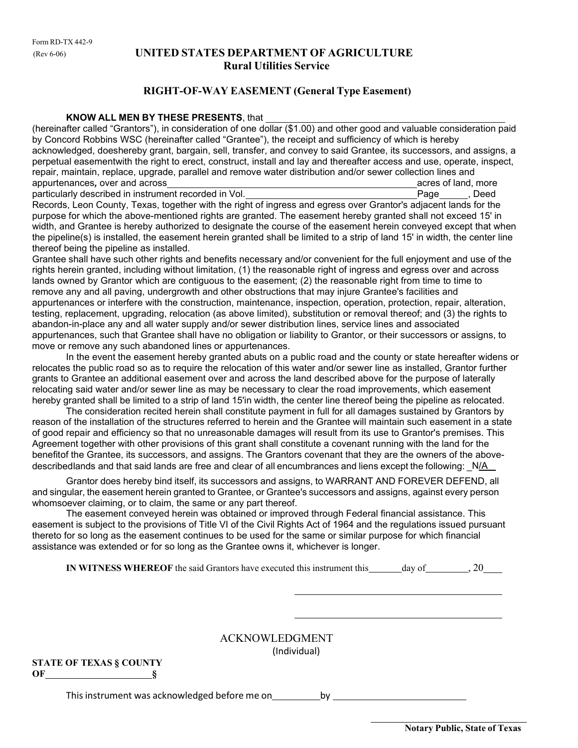Form RD-TX 442-9
(Rev 6-06)

# UNITED STATES DEPARTMENT OF AGRICULTURE
## Rural Utilities Service

### RIGHT-OF-WAY EASEMENT (General Type Easement)

**KNOW ALL MEN BY THESE PRESENTS**, that ______________________________________________ (hereinafter called "Grantors"), in consideration of one dollar ($1.00) and other good and valuable consideration paid by Concord Robbins WSC (hereinafter called "Grantee"), the receipt and sufficiency of which is hereby acknowledged, doeshereby grant, bargain, sell, transfer, and convey to said Grantee, its successors, and assigns, a perpetual easementwith the right to erect, construct, install and lay and thereafter access and use, operate, inspect, repair, maintain, replace, upgrade, parallel and remove water distribution and/or sewer collection lines and appurtenances, over and across ______________________________________________ acres of land, more particularly described in instrument recorded in Vol. ______________________________________ Page ______, Deed Records, Leon County, Texas, together with the right of ingress and egress over Grantor's adjacent lands for the purpose for which the above-mentioned rights are granted. The easement hereby granted shall not exceed 15' in width, and Grantee is hereby authorized to designate the course of the easement herein conveyed except that when the pipeline(s) is installed, the easement herein granted shall be limited to a strip of land 15' in width, the center line thereof being the pipeline as installed.

Grantee shall have such other rights and benefits necessary and/or convenient for the full enjoyment and use of the rights herein granted, including without limitation, (1) the reasonable right of ingress and egress over and across lands owned by Grantor which are contiguous to the easement; (2) the reasonable right from time to time to remove any and all paving, undergrowth and other obstructions that may injure Grantee's facilities and appurtenances or interfere with the construction, maintenance, inspection, operation, protection, repair, alteration, testing, replacement, upgrading, relocation (as above limited), substitution or removal thereof; and (3) the rights to abandon-in-place any and all water supply and/or sewer distribution lines, service lines and associated appurtenances, such that Grantee shall have no obligation or liability to Grantor, or their successors or assigns, to move or remove any such abandoned lines or appurtenances.

In the event the easement hereby granted abuts on a public road and the county or state hereafter widens or relocates the public road so as to require the relocation of this water and/or sewer line as installed, Grantor further grants to Grantee an additional easement over and across the land described above for the purpose of laterally relocating said water and/or sewer line as may be necessary to clear the road improvements, which easement hereby granted shall be limited to a strip of land 15'in width, the center line thereof being the pipeline as relocated.

The consideration recited herein shall constitute payment in full for all damages sustained by Grantors by reason of the installation of the structures referred to herein and the Grantee will maintain such easement in a state of good repair and efficiency so that no unreasonable damages will result from its use to Grantor's premises. This Agreement together with other provisions of this grant shall constitute a covenant running with the land for the benefitof the Grantee, its successors, and assigns. The Grantors covenant that they are the owners of the above-describedlands and that said lands are free and clear of all encumbrances and liens except the following: _N/A__

Grantor does hereby bind itself, its successors and assigns, to WARRANT AND FOREVER DEFEND, all and singular, the easement herein granted to Grantee, or Grantee's successors and assigns, against every person whomsoever claiming, or to claim, the same or any part thereof.

The easement conveyed herein was obtained or improved through Federal financial assistance. This easement is subject to the provisions of Title VI of the Civil Rights Act of 1964 and the regulations issued pursuant thereto for so long as the easement continues to be used for the same or similar purpose for which financial assistance was extended or for so long as the Grantee owns it, whichever is longer.

**IN WITNESS WHEREOF** the said Grantors have executed this instrument this ______ day of ________, 20____

______________________________________

______________________________________

ACKNOWLEDGMENT
(Individual)

**STATE OF TEXAS § COUNTY OF ____________________ §**

This instrument was acknowledged before me on __________ by __________________________

______________________________________
**Notary Public, State of Texas**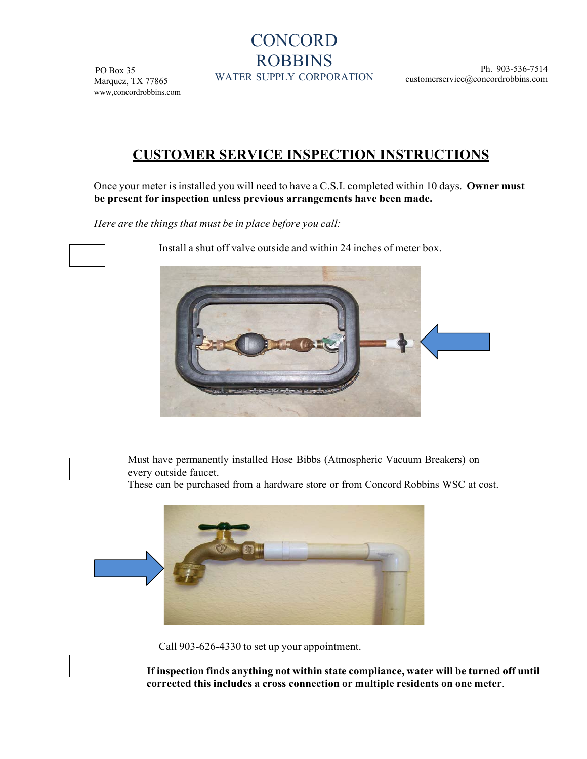CONCORD
ROBBINS
WATER SUPPLY CORPORATION

PO Box 35
Marquez, TX 77865
www,concordrobbins.com

Ph. 903-536-7514
customerservice@concordrobbins.com

# CUSTOMER SERVICE INSPECTION INSTRUCTIONS

Once your meter is installed you will need to have a C.S.I. completed within 10 days. **Owner must be present for inspection unless previous arrangements have been made.**

*Here are the things that must be in place before you call:*

☐ Install a shut off valve outside and within 24 inches of meter box.

☐ Must have permanently installed Hose Bibbs (Atmospheric Vacuum Breakers) on every outside faucet.
These can be purchased from a hardware store or from Concord Robbins WSC at cost.

☐ Call 903-626-4330 to set up your appointment.

**If inspection finds anything not within state compliance, water will be turned off until corrected this includes a cross connection or multiple residents on one meter**.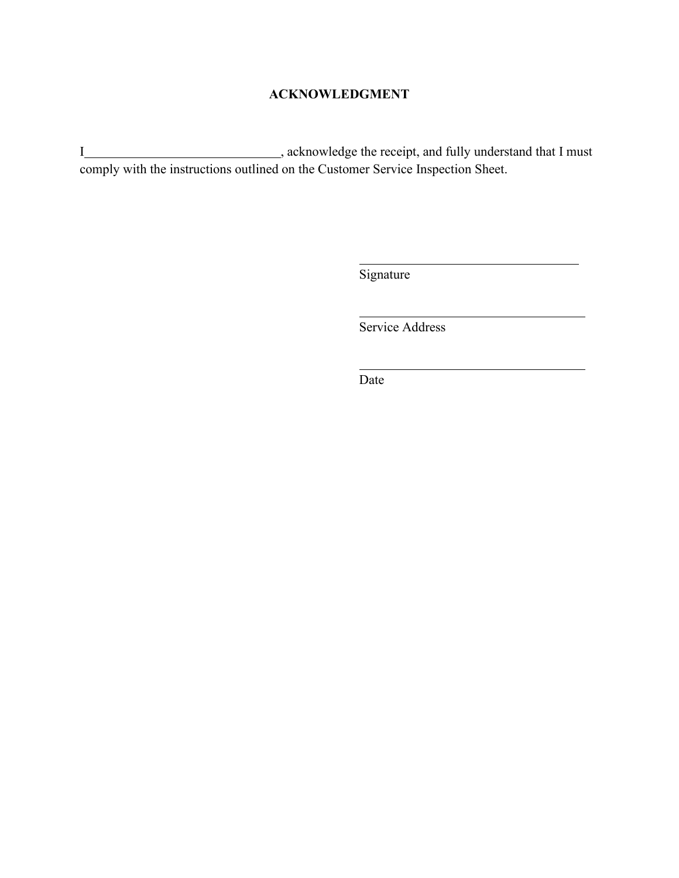# ACKNOWLEDGMENT

I______________________________, acknowledge the receipt, and fully understand that I must comply with the instructions outlined on the Customer Service Inspection Sheet.

___________________________________
Signature

___________________________________
Service Address

___________________________________
Date